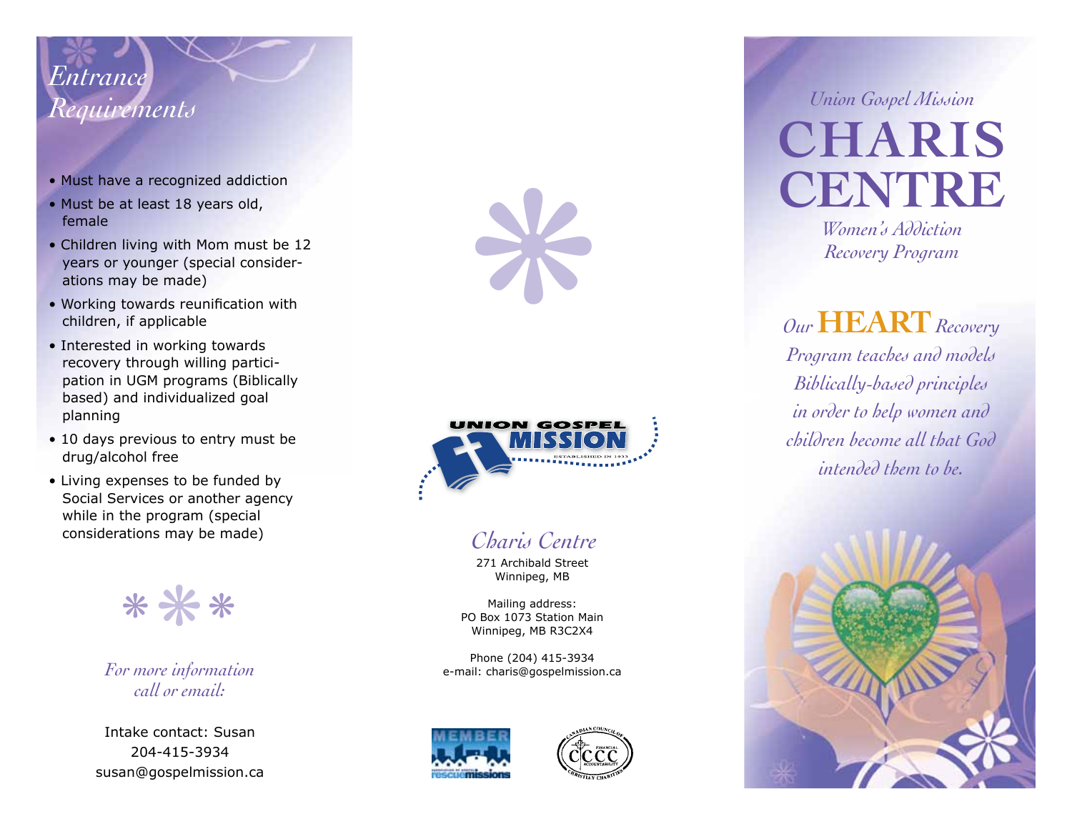## Entrance Requirements

- Must have a recognized addiction
- Must be at least 18 years old, female
- Children living with Mom must be 12 years or younger (special considerations may be made)
- Working towards reunification with children, if applicable
- Interested in working towards recovery through willing participation in UGM programs (Biblically based) and individualized goal planning
- 10 days previous to entry must be drug/alcohol free
- Living expenses to be funded by Social Services or another agency while in the program (special considerations may be made)

*For more information call or email:*

Intake contact: Susan
204-415-3934
susan@gospelmission.ca

UNION GOSPEL MISSION
ESTABLISHED IN 1933

*Charis Centre*

271 Archibald Street
Winnipeg, MB

Mailing address:
PO Box 1073 Station Main
Winnipeg, MB R3C2X4

Phone (204) 415-3934
e-mail: charis@gospelmission.ca

MEMBER rescuemissions

CANADIAN COUNCIL OF CHRISTIAN CHARITIES — CCCC FINANCIAL ACCOUNTABILITY

*Union Gospel Mission*

# CHARIS CENTRE

*Women's Addiction Recovery Program*

*Our* **HEART** *Recovery Program teaches and models Biblically-based principles in order to help women and children become all that God intended them to be.*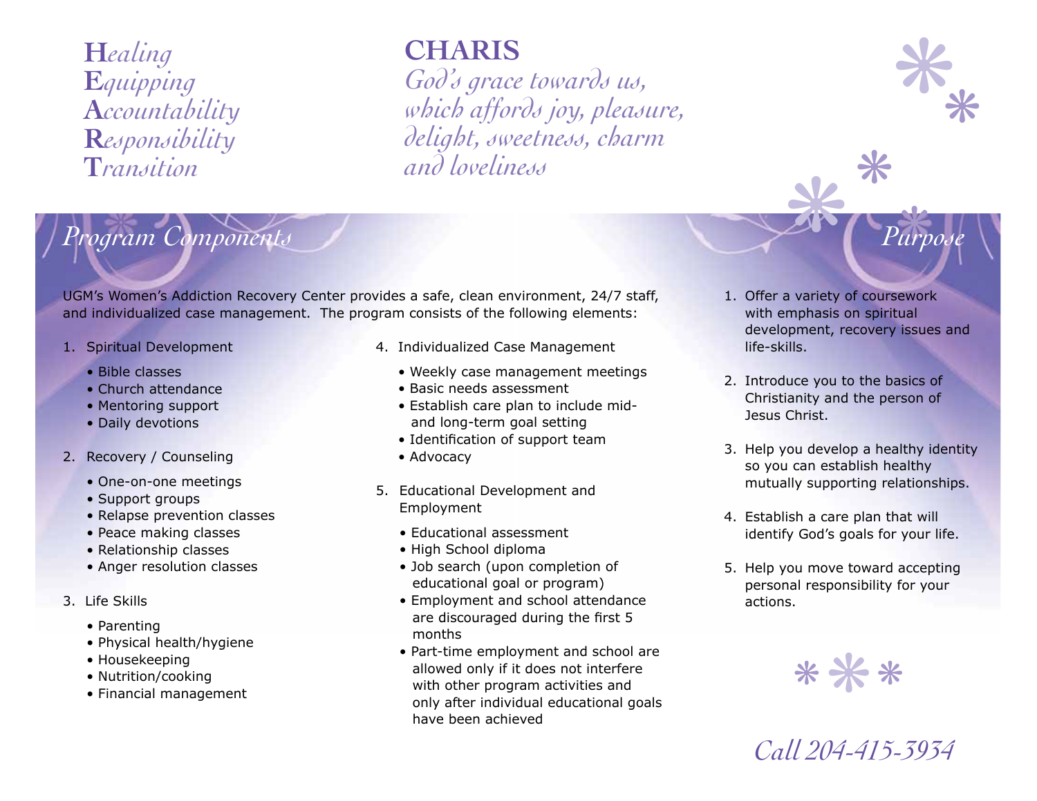**H**ealing
**E**quipping
**A**ccountability
**R**esponsibility
**T**ransition

# CHARIS

*God's grace towards us, which affords joy, pleasure, delight, sweetness, charm and loveliness*

## *Program Components*

UGM's Women's Addiction Recovery Center provides a safe, clean environment, 24/7 staff, and individualized case management. The program consists of the following elements:

1. Spiritual Development
   - Bible classes
   - Church attendance
   - Mentoring support
   - Daily devotions

2. Recovery / Counseling
   - One-on-one meetings
   - Support groups
   - Relapse prevention classes
   - Peace making classes
   - Relationship classes
   - Anger resolution classes

3. Life Skills
   - Parenting
   - Physical health/hygiene
   - Housekeeping
   - Nutrition/cooking
   - Financial management

4. Individualized Case Management
   - Weekly case management meetings
   - Basic needs assessment
   - Establish care plan to include mid- and long-term goal setting
   - Identification of support team
   - Advocacy

5. Educational Development and Employment
   - Educational assessment
   - High School diploma
   - Job search (upon completion of educational goal or program)
   - Employment and school attendance are discouraged during the first 5 months
   - Part-time employment and school are allowed only if it does not interfere with other program activities and only after individual educational goals have been achieved

## *Purpose*

1. Offer a variety of coursework with emphasis on spiritual development, recovery issues and life-skills.
2. Introduce you to the basics of Christianity and the person of Jesus Christ.
3. Help you develop a healthy identity so you can establish healthy mutually supporting relationships.
4. Establish a care plan that will identify God's goals for your life.
5. Help you move toward accepting personal responsibility for your actions.

*Call 204-415-3934*